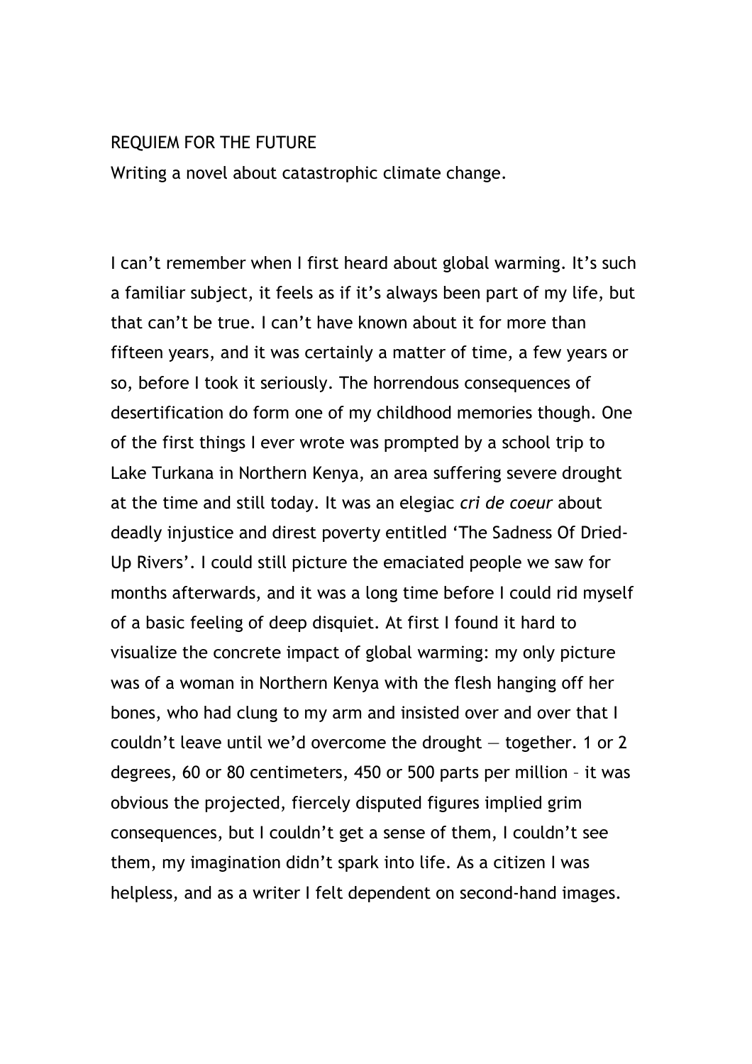# REQUIEM FOR THE FUTURE

Writing a novel about catastrophic climate change.

I can't remember when I first heard about global warming. It's such a familiar subject, it feels as if it's always been part of my life, but that can't be true. I can't have known about it for more than fifteen years, and it was certainly a matter of time, a few years or so, before I took it seriously. The horrendous consequences of desertification do form one of my childhood memories though. One of the first things I ever wrote was prompted by a school trip to Lake Turkana in Northern Kenya, an area suffering severe drought at the time and still today. It was an elegiac *cri de coeur* about deadly injustice and direst poverty entitled 'The Sadness Of Dried-Up Rivers'. I could still picture the emaciated people we saw for months afterwards, and it was a long time before I could rid myself of a basic feeling of deep disquiet. At first I found it hard to visualize the concrete impact of global warming: my only picture was of a woman in Northern Kenya with the flesh hanging off her bones, who had clung to my arm and insisted over and over that I couldn't leave until we'd overcome the drought — together. 1 or 2 degrees, 60 or 80 centimeters, 450 or 500 parts per million – it was obvious the projected, fiercely disputed figures implied grim consequences, but I couldn't get a sense of them, I couldn't see them, my imagination didn't spark into life. As a citizen I was helpless, and as a writer I felt dependent on second-hand images.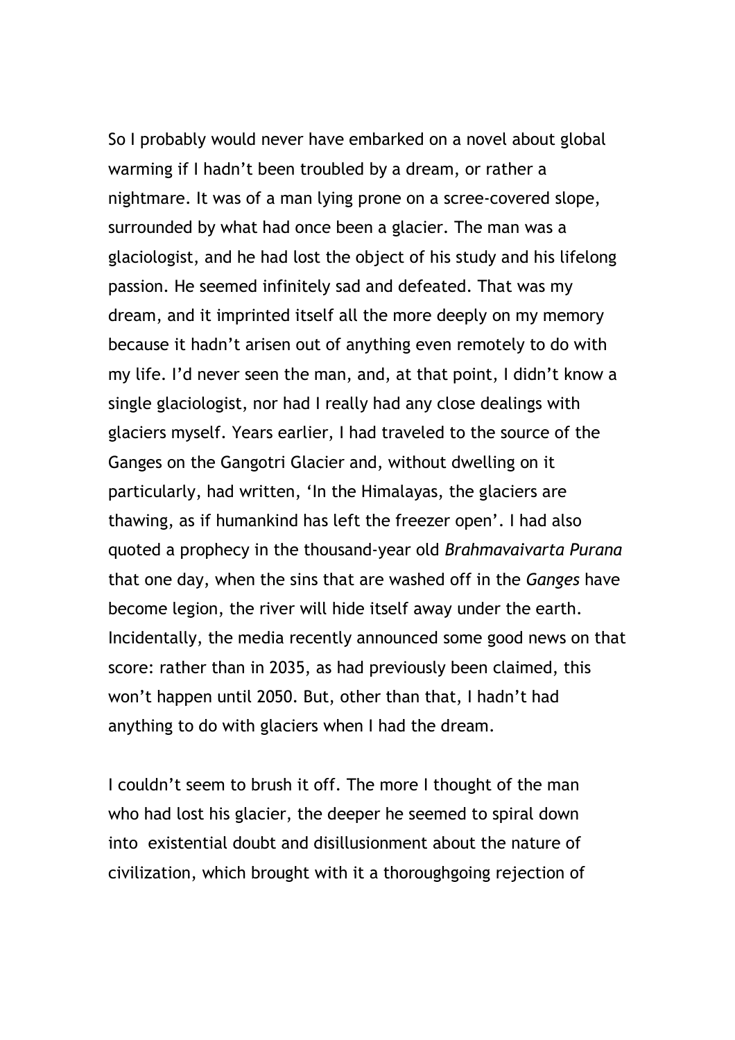So I probably would never have embarked on a novel about global warming if I hadn't been troubled by a dream, or rather a nightmare. It was of a man lying prone on a scree-covered slope, surrounded by what had once been a glacier. The man was a glaciologist, and he had lost the object of his study and his lifelong passion. He seemed infinitely sad and defeated. That was my dream, and it imprinted itself all the more deeply on my memory because it hadn't arisen out of anything even remotely to do with my life. I'd never seen the man, and, at that point, I didn't know a single glaciologist, nor had I really had any close dealings with glaciers myself. Years earlier, I had traveled to the source of the Ganges on the Gangotri Glacier and, without dwelling on it particularly, had written, 'In the Himalayas, the glaciers are thawing, as if humankind has left the freezer open'. I had also quoted a prophecy in the thousand-year old *Brahmavaivarta Purana* that one day, when the sins that are washed off in the *Ganges* have become legion, the river will hide itself away under the earth. Incidentally, the media recently announced some good news on that score: rather than in 2035, as had previously been claimed, this won't happen until 2050. But, other than that, I hadn't had anything to do with glaciers when I had the dream.

I couldn't seem to brush it off. The more I thought of the man who had lost his glacier, the deeper he seemed to spiral down into existential doubt and disillusionment about the nature of civilization, which brought with it a thoroughgoing rejection of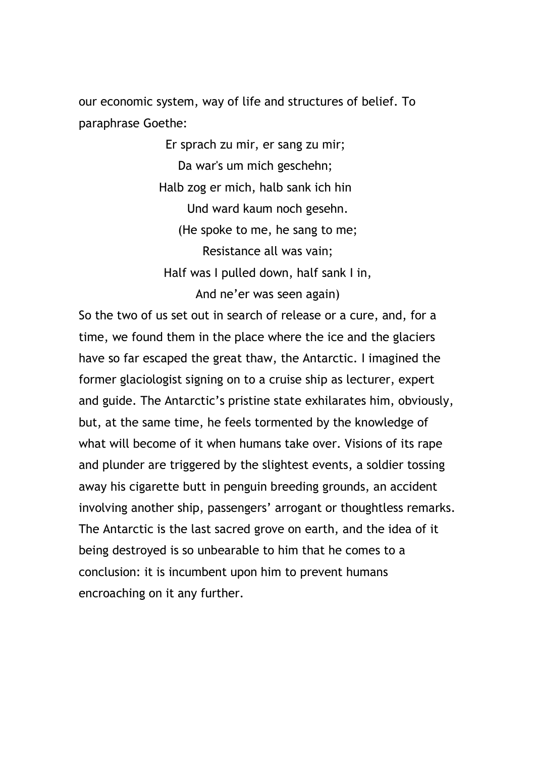our economic system, way of life and structures of belief. To paraphrase Goethe:

Er sprach zu mir, er sang zu mir;  
Da war's um mich geschehn;  
Halb zog er mich, halb sank ich hin  
Und ward kaum noch gesehn.  
(He spoke to me, he sang to me;  
Resistance all was vain;  
Half was I pulled down, half sank I in,  
And ne'er was seen again)

So the two of us set out in search of release or a cure, and, for a time, we found them in the place where the ice and the glaciers have so far escaped the great thaw, the Antarctic. I imagined the former glaciologist signing on to a cruise ship as lecturer, expert and guide. The Antarctic's pristine state exhilarates him, obviously, but, at the same time, he feels tormented by the knowledge of what will become of it when humans take over. Visions of its rape and plunder are triggered by the slightest events, a soldier tossing away his cigarette butt in penguin breeding grounds, an accident involving another ship, passengers' arrogant or thoughtless remarks. The Antarctic is the last sacred grove on earth, and the idea of it being destroyed is so unbearable to him that he comes to a conclusion: it is incumbent upon him to prevent humans encroaching on it any further.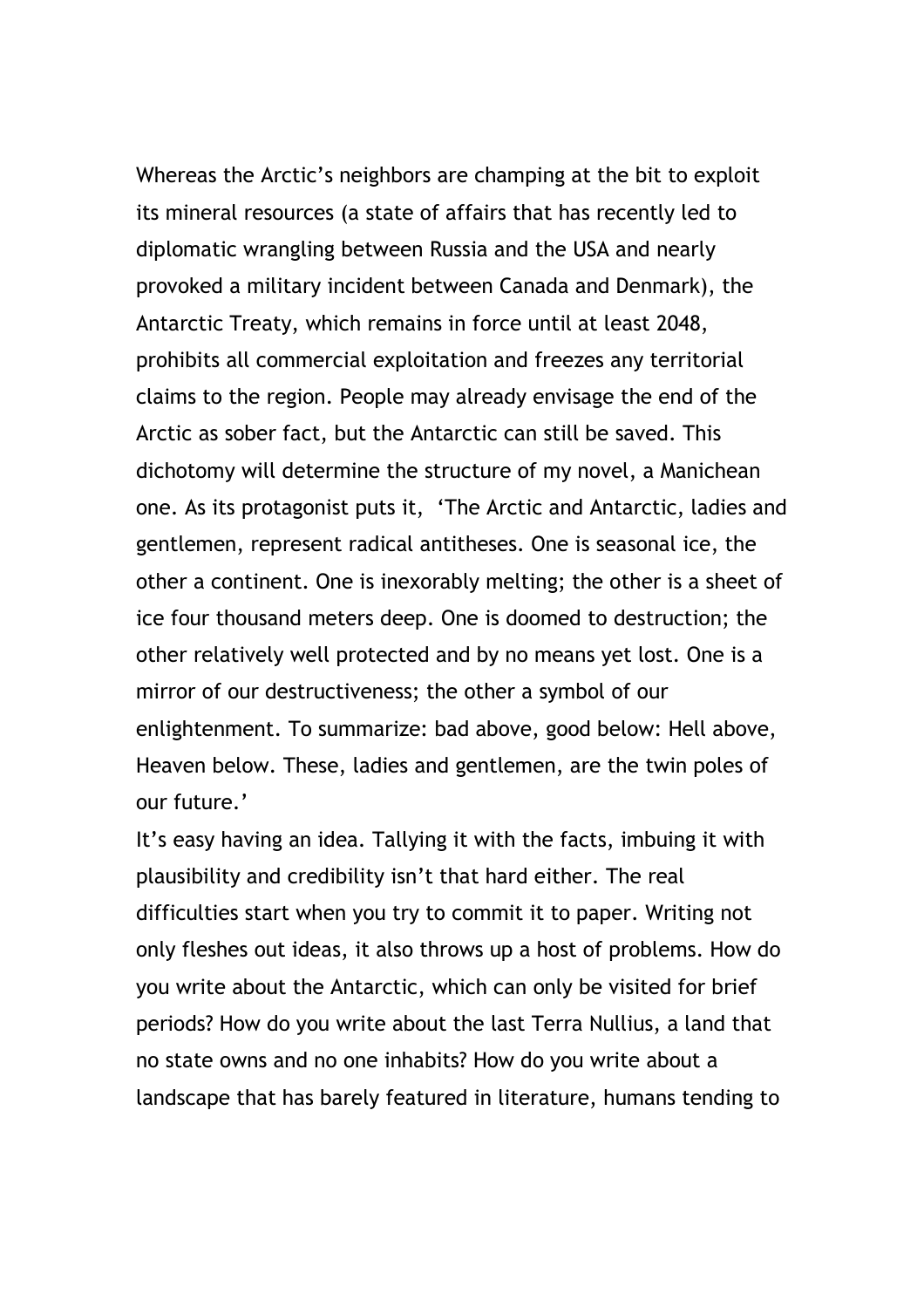Whereas the Arctic's neighbors are champing at the bit to exploit its mineral resources (a state of affairs that has recently led to diplomatic wrangling between Russia and the USA and nearly provoked a military incident between Canada and Denmark), the Antarctic Treaty, which remains in force until at least 2048, prohibits all commercial exploitation and freezes any territorial claims to the region. People may already envisage the end of the Arctic as sober fact, but the Antarctic can still be saved. This dichotomy will determine the structure of my novel, a Manichean one. As its protagonist puts it, 'The Arctic and Antarctic, ladies and gentlemen, represent radical antitheses. One is seasonal ice, the other a continent. One is inexorably melting; the other is a sheet of ice four thousand meters deep. One is doomed to destruction; the other relatively well protected and by no means yet lost. One is a mirror of our destructiveness; the other a symbol of our enlightenment. To summarize: bad above, good below: Hell above, Heaven below. These, ladies and gentlemen, are the twin poles of our future.'

It's easy having an idea. Tallying it with the facts, imbuing it with plausibility and credibility isn't that hard either. The real difficulties start when you try to commit it to paper. Writing not only fleshes out ideas, it also throws up a host of problems. How do you write about the Antarctic, which can only be visited for brief periods? How do you write about the last Terra Nullius, a land that no state owns and no one inhabits? How do you write about a landscape that has barely featured in literature, humans tending to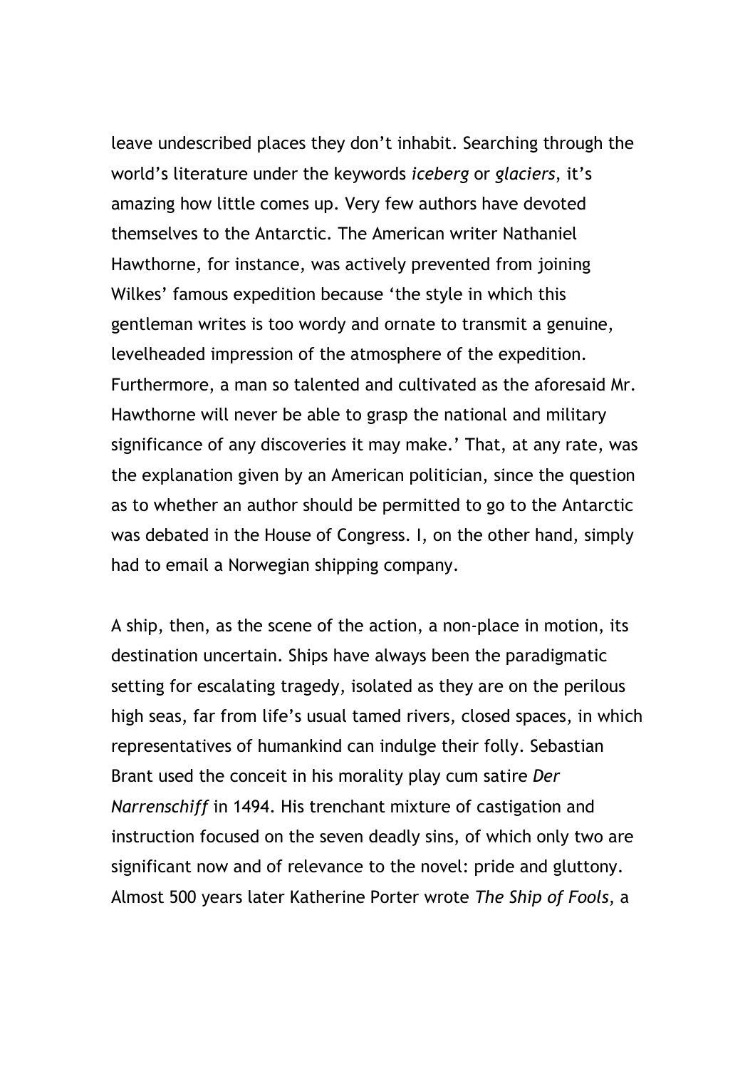leave undescribed places they don't inhabit. Searching through the world's literature under the keywords *iceberg* or *glaciers*, it's amazing how little comes up. Very few authors have devoted themselves to the Antarctic. The American writer Nathaniel Hawthorne, for instance, was actively prevented from joining Wilkes' famous expedition because 'the style in which this gentleman writes is too wordy and ornate to transmit a genuine, levelheaded impression of the atmosphere of the expedition. Furthermore, a man so talented and cultivated as the aforesaid Mr. Hawthorne will never be able to grasp the national and military significance of any discoveries it may make.' That, at any rate, was the explanation given by an American politician, since the question as to whether an author should be permitted to go to the Antarctic was debated in the House of Congress. I, on the other hand, simply had to email a Norwegian shipping company.

A ship, then, as the scene of the action, a non-place in motion, its destination uncertain. Ships have always been the paradigmatic setting for escalating tragedy, isolated as they are on the perilous high seas, far from life's usual tamed rivers, closed spaces, in which representatives of humankind can indulge their folly. Sebastian Brant used the conceit in his morality play cum satire *Der Narrenschiff* in 1494. His trenchant mixture of castigation and instruction focused on the seven deadly sins, of which only two are significant now and of relevance to the novel: pride and gluttony. Almost 500 years later Katherine Porter wrote *The Ship of Fools*, a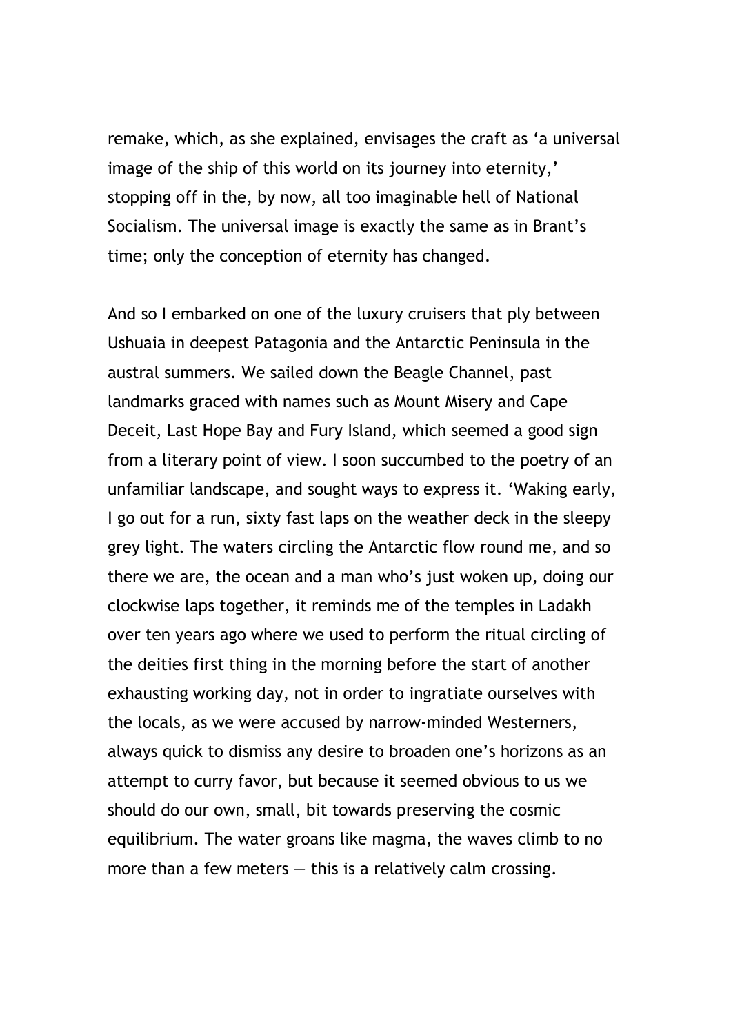remake, which, as she explained, envisages the craft as ‘a universal image of the ship of this world on its journey into eternity,’ stopping off in the, by now, all too imaginable hell of National Socialism. The universal image is exactly the same as in Brant’s time; only the conception of eternity has changed.

And so I embarked on one of the luxury cruisers that ply between Ushuaia in deepest Patagonia and the Antarctic Peninsula in the austral summers. We sailed down the Beagle Channel, past landmarks graced with names such as Mount Misery and Cape Deceit, Last Hope Bay and Fury Island, which seemed a good sign from a literary point of view. I soon succumbed to the poetry of an unfamiliar landscape, and sought ways to express it. ‘Waking early, I go out for a run, sixty fast laps on the weather deck in the sleepy grey light. The waters circling the Antarctic flow round me, and so there we are, the ocean and a man who’s just woken up, doing our clockwise laps together, it reminds me of the temples in Ladakh over ten years ago where we used to perform the ritual circling of the deities first thing in the morning before the start of another exhausting working day, not in order to ingratiate ourselves with the locals, as we were accused by narrow-minded Westerners, always quick to dismiss any desire to broaden one’s horizons as an attempt to curry favor, but because it seemed obvious to us we should do our own, small, bit towards preserving the cosmic equilibrium. The water groans like magma, the waves climb to no more than a few meters — this is a relatively calm crossing.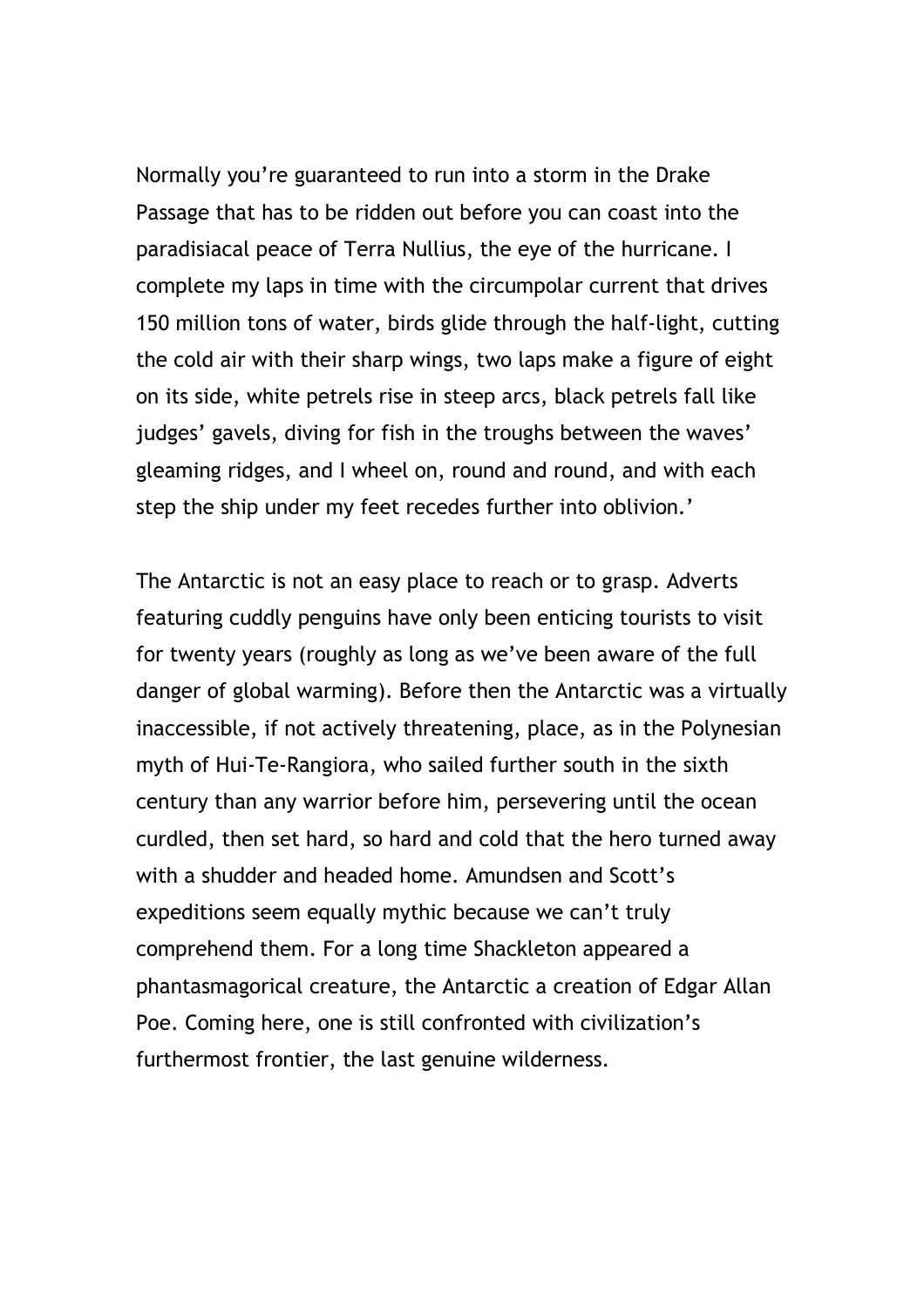Normally you're guaranteed to run into a storm in the Drake Passage that has to be ridden out before you can coast into the paradisiacal peace of Terra Nullius, the eye of the hurricane. I complete my laps in time with the circumpolar current that drives 150 million tons of water, birds glide through the half-light, cutting the cold air with their sharp wings, two laps make a figure of eight on its side, white petrels rise in steep arcs, black petrels fall like judges' gavels, diving for fish in the troughs between the waves' gleaming ridges, and I wheel on, round and round, and with each step the ship under my feet recedes further into oblivion.'

The Antarctic is not an easy place to reach or to grasp. Adverts featuring cuddly penguins have only been enticing tourists to visit for twenty years (roughly as long as we've been aware of the full danger of global warming). Before then the Antarctic was a virtually inaccessible, if not actively threatening, place, as in the Polynesian myth of Hui-Te-Rangiora, who sailed further south in the sixth century than any warrior before him, persevering until the ocean curdled, then set hard, so hard and cold that the hero turned away with a shudder and headed home. Amundsen and Scott's expeditions seem equally mythic because we can't truly comprehend them. For a long time Shackleton appeared a phantasmagorical creature, the Antarctic a creation of Edgar Allan Poe. Coming here, one is still confronted with civilization's furthermost frontier, the last genuine wilderness.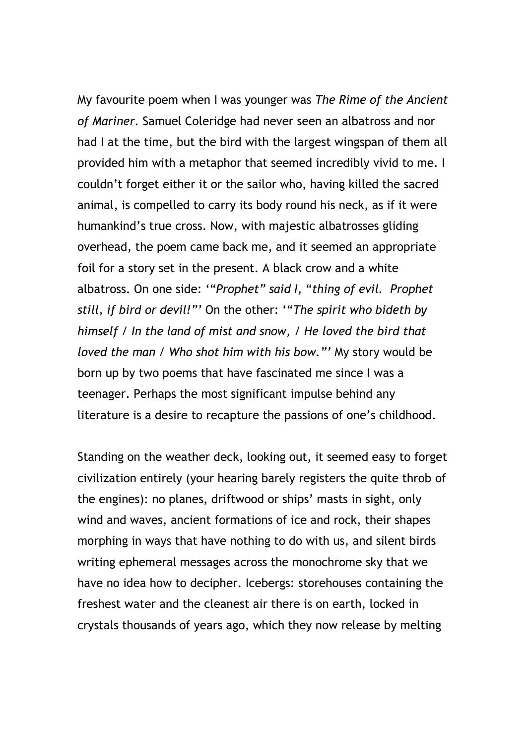My favourite poem when I was younger was *The Rime of the Ancient of Mariner*. Samuel Coleridge had never seen an albatross and nor had I at the time, but the bird with the largest wingspan of them all provided him with a metaphor that seemed incredibly vivid to me. I couldn't forget either it or the sailor who, having killed the sacred animal, is compelled to carry its body round his neck, as if it were humankind's true cross. Now, with majestic albatrosses gliding overhead, the poem came back me, and it seemed an appropriate foil for a story set in the present. A black crow and a white albatross. On one side: '*"Prophet" said I, "thing of evil. Prophet still, if bird or devil!"*' On the other: '*"The spirit who bideth by himself / In the land of mist and snow, / He loved the bird that loved the man / Who shot him with his bow."*' My story would be born up by two poems that have fascinated me since I was a teenager. Perhaps the most significant impulse behind any literature is a desire to recapture the passions of one's childhood.

Standing on the weather deck, looking out, it seemed easy to forget civilization entirely (your hearing barely registers the quite throb of the engines): no planes, driftwood or ships' masts in sight, only wind and waves, ancient formations of ice and rock, their shapes morphing in ways that have nothing to do with us, and silent birds writing ephemeral messages across the monochrome sky that we have no idea how to decipher. Icebergs: storehouses containing the freshest water and the cleanest air there is on earth, locked in crystals thousands of years ago, which they now release by melting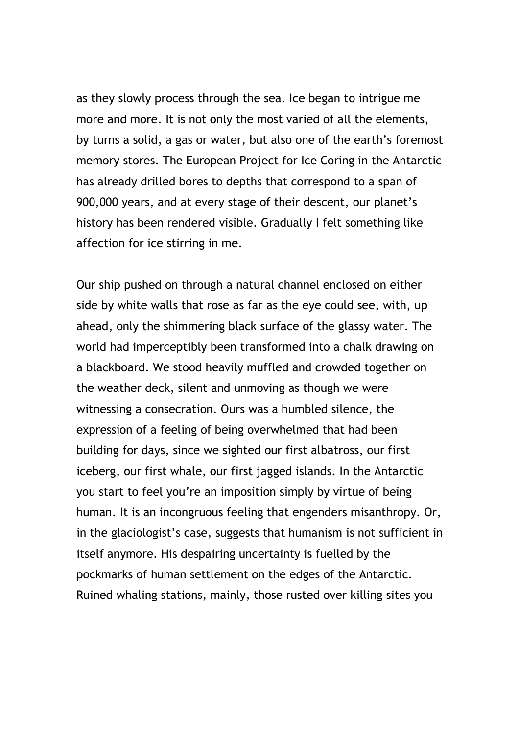as they slowly process through the sea. Ice began to intrigue me more and more. It is not only the most varied of all the elements, by turns a solid, a gas or water, but also one of the earth's foremost memory stores. The European Project for Ice Coring in the Antarctic has already drilled bores to depths that correspond to a span of 900,000 years, and at every stage of their descent, our planet's history has been rendered visible. Gradually I felt something like affection for ice stirring in me.

Our ship pushed on through a natural channel enclosed on either side by white walls that rose as far as the eye could see, with, up ahead, only the shimmering black surface of the glassy water. The world had imperceptibly been transformed into a chalk drawing on a blackboard. We stood heavily muffled and crowded together on the weather deck, silent and unmoving as though we were witnessing a consecration. Ours was a humbled silence, the expression of a feeling of being overwhelmed that had been building for days, since we sighted our first albatross, our first iceberg, our first whale, our first jagged islands. In the Antarctic you start to feel you're an imposition simply by virtue of being human. It is an incongruous feeling that engenders misanthropy. Or, in the glaciologist's case, suggests that humanism is not sufficient in itself anymore. His despairing uncertainty is fuelled by the pockmarks of human settlement on the edges of the Antarctic. Ruined whaling stations, mainly, those rusted over killing sites you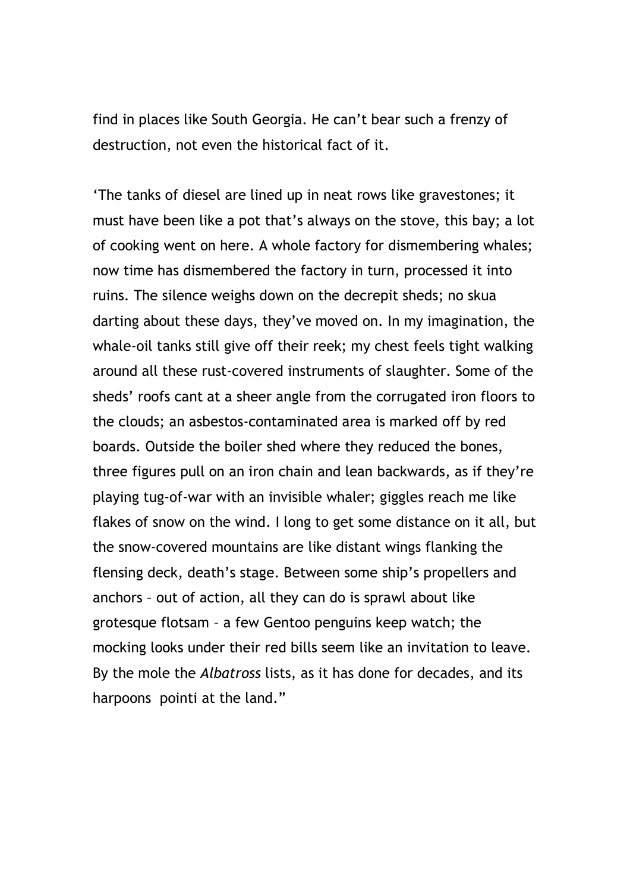find in places like South Georgia. He can’t bear such a frenzy of destruction, not even the historical fact of it.

‘The tanks of diesel are lined up in neat rows like gravestones; it must have been like a pot that’s always on the stove, this bay; a lot of cooking went on here. A whole factory for dismembering whales; now time has dismembered the factory in turn, processed it into ruins. The silence weighs down on the decrepit sheds; no skua darting about these days, they’ve moved on. In my imagination, the whale-oil tanks still give off their reek; my chest feels tight walking around all these rust-covered instruments of slaughter. Some of the sheds’ roofs cant at a sheer angle from the corrugated iron floors to the clouds; an asbestos-contaminated area is marked off by red boards. Outside the boiler shed where they reduced the bones, three figures pull on an iron chain and lean backwards, as if they’re playing tug-of-war with an invisible whaler; giggles reach me like flakes of snow on the wind. I long to get some distance on it all, but the snow-covered mountains are like distant wings flanking the flensing deck, death’s stage. Between some ship’s propellers and anchors – out of action, all they can do is sprawl about like grotesque flotsam – a few Gentoo penguins keep watch; the mocking looks under their red bills seem like an invitation to leave. By the mole the *Albatross* lists, as it has done for decades, and its harpoons pointi at the land.”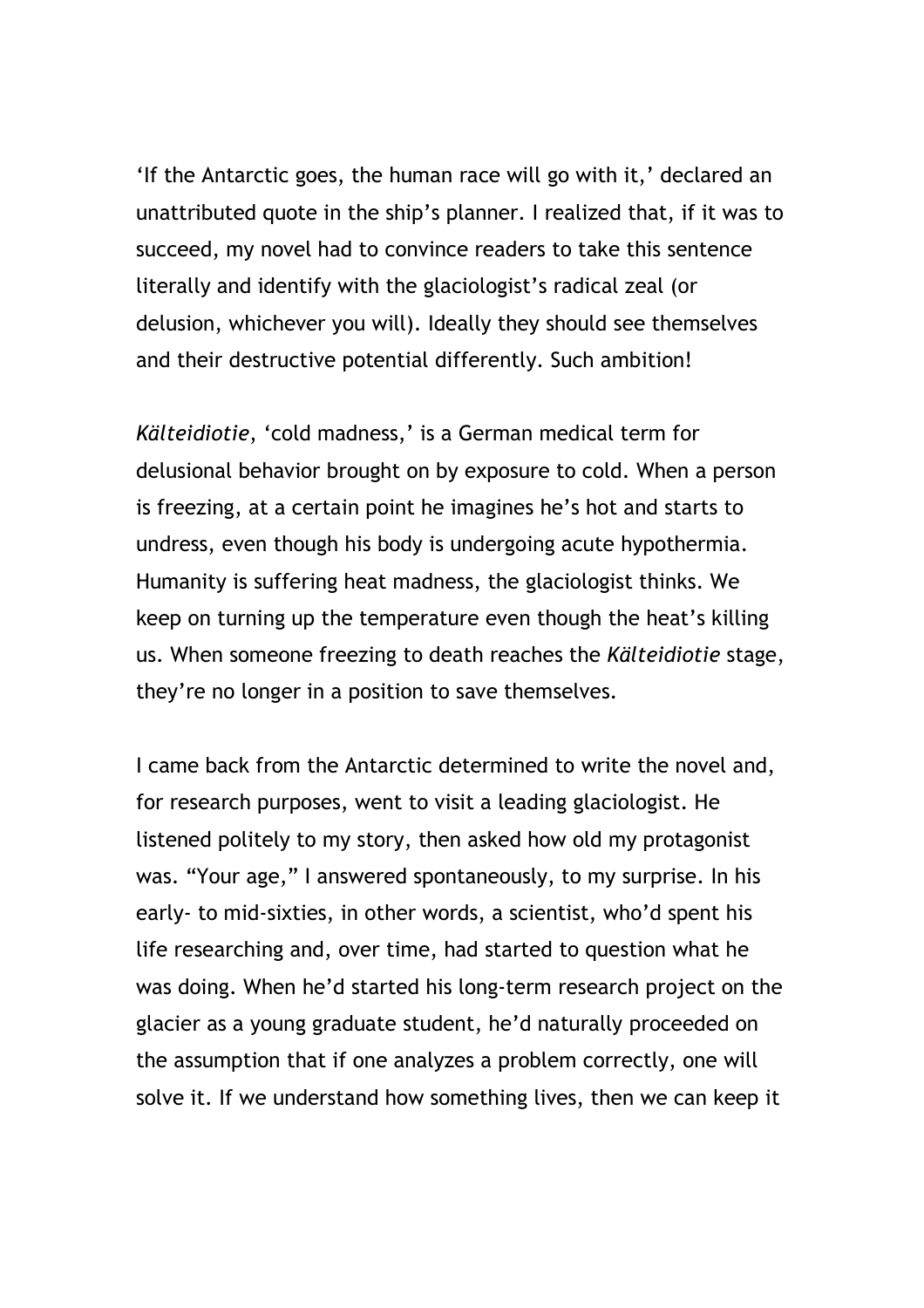'If the Antarctic goes, the human race will go with it,' declared an unattributed quote in the ship's planner. I realized that, if it was to succeed, my novel had to convince readers to take this sentence literally and identify with the glaciologist's radical zeal (or delusion, whichever you will). Ideally they should see themselves and their destructive potential differently. Such ambition!

*Kälteidiotie*, 'cold madness,' is a German medical term for delusional behavior brought on by exposure to cold. When a person is freezing, at a certain point he imagines he's hot and starts to undress, even though his body is undergoing acute hypothermia. Humanity is suffering heat madness, the glaciologist thinks. We keep on turning up the temperature even though the heat's killing us. When someone freezing to death reaches the *Kälteidiotie* stage, they're no longer in a position to save themselves.

I came back from the Antarctic determined to write the novel and, for research purposes, went to visit a leading glaciologist. He listened politely to my story, then asked how old my protagonist was. "Your age," I answered spontaneously, to my surprise. In his early- to mid-sixties, in other words, a scientist, who'd spent his life researching and, over time, had started to question what he was doing. When he'd started his long-term research project on the glacier as a young graduate student, he'd naturally proceeded on the assumption that if one analyzes a problem correctly, one will solve it. If we understand how something lives, then we can keep it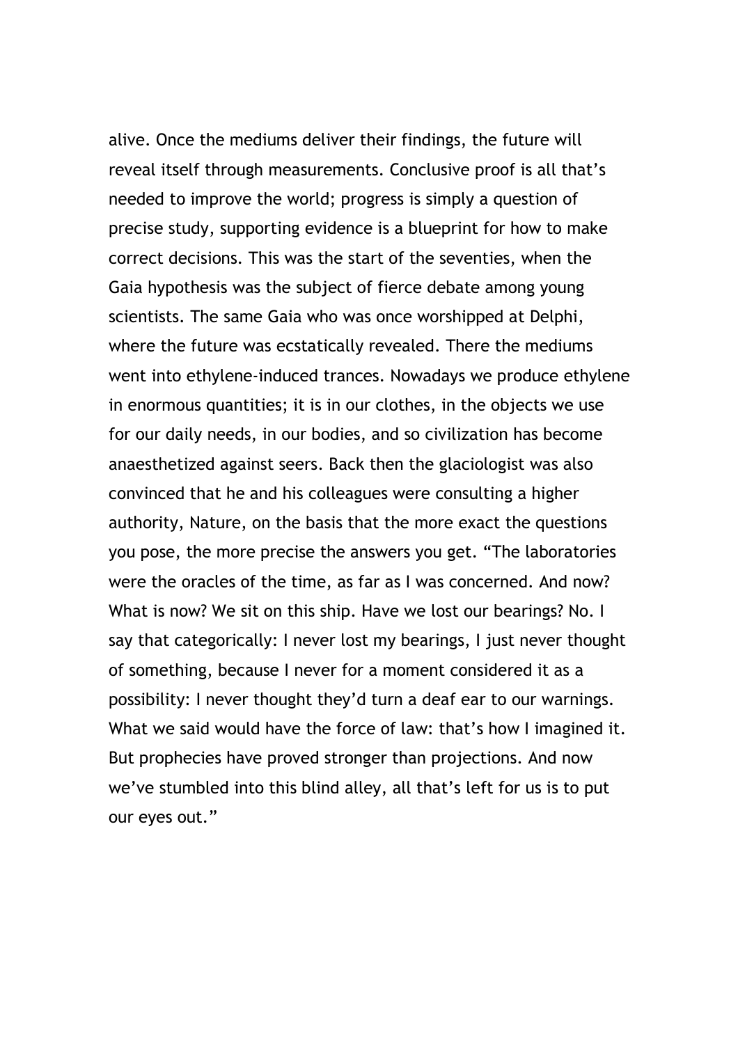alive. Once the mediums deliver their findings, the future will reveal itself through measurements. Conclusive proof is all that's needed to improve the world; progress is simply a question of precise study, supporting evidence is a blueprint for how to make correct decisions. This was the start of the seventies, when the Gaia hypothesis was the subject of fierce debate among young scientists. The same Gaia who was once worshipped at Delphi, where the future was ecstatically revealed. There the mediums went into ethylene-induced trances. Nowadays we produce ethylene in enormous quantities; it is in our clothes, in the objects we use for our daily needs, in our bodies, and so civilization has become anaesthetized against seers. Back then the glaciologist was also convinced that he and his colleagues were consulting a higher authority, Nature, on the basis that the more exact the questions you pose, the more precise the answers you get. "The laboratories were the oracles of the time, as far as I was concerned. And now? What is now? We sit on this ship. Have we lost our bearings? No. I say that categorically: I never lost my bearings, I just never thought of something, because I never for a moment considered it as a possibility: I never thought they'd turn a deaf ear to our warnings. What we said would have the force of law: that's how I imagined it. But prophecies have proved stronger than projections. And now we've stumbled into this blind alley, all that's left for us is to put our eyes out."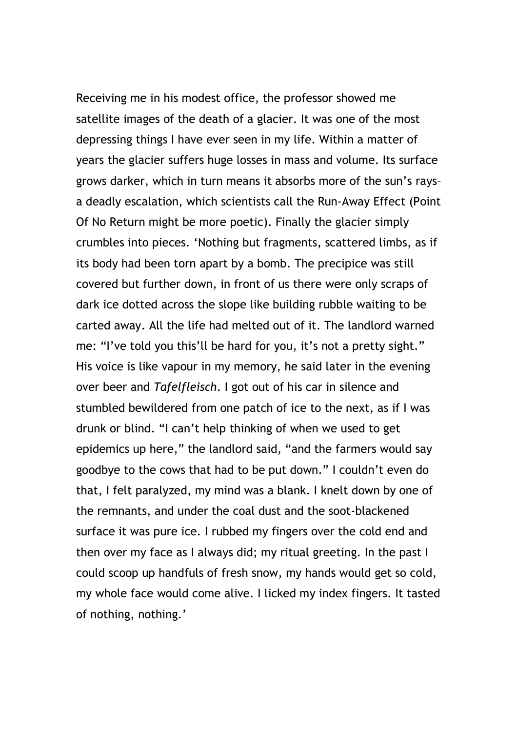Receiving me in his modest office, the professor showed me satellite images of the death of a glacier. It was one of the most depressing things I have ever seen in my life. Within a matter of years the glacier suffers huge losses in mass and volume. Its surface grows darker, which in turn means it absorbs more of the sun's rays– a deadly escalation, which scientists call the Run-Away Effect (Point Of No Return might be more poetic). Finally the glacier simply crumbles into pieces. 'Nothing but fragments, scattered limbs, as if its body had been torn apart by a bomb. The precipice was still covered but further down, in front of us there were only scraps of dark ice dotted across the slope like building rubble waiting to be carted away. All the life had melted out of it. The landlord warned me: "I've told you this'll be hard for you, it's not a pretty sight." His voice is like vapour in my memory, he said later in the evening over beer and *Tafelfleisch*. I got out of his car in silence and stumbled bewildered from one patch of ice to the next, as if I was drunk or blind. "I can't help thinking of when we used to get epidemics up here," the landlord said, "and the farmers would say goodbye to the cows that had to be put down." I couldn't even do that, I felt paralyzed, my mind was a blank. I knelt down by one of the remnants, and under the coal dust and the soot-blackened surface it was pure ice. I rubbed my fingers over the cold end and then over my face as I always did; my ritual greeting. In the past I could scoop up handfuls of fresh snow, my hands would get so cold, my whole face would come alive. I licked my index fingers. It tasted of nothing, nothing.'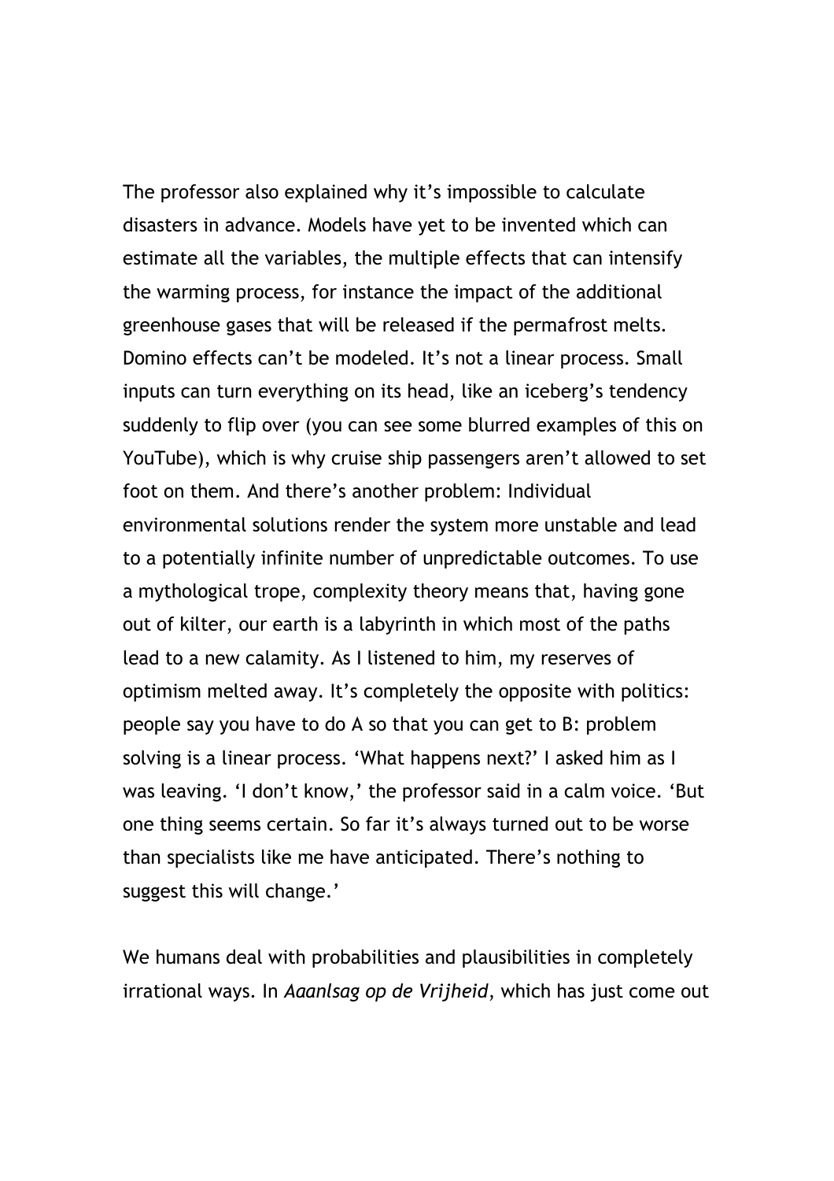The professor also explained why it's impossible to calculate disasters in advance. Models have yet to be invented which can estimate all the variables, the multiple effects that can intensify the warming process, for instance the impact of the additional greenhouse gases that will be released if the permafrost melts. Domino effects can't be modeled. It's not a linear process. Small inputs can turn everything on its head, like an iceberg's tendency suddenly to flip over (you can see some blurred examples of this on YouTube), which is why cruise ship passengers aren't allowed to set foot on them. And there's another problem: Individual environmental solutions render the system more unstable and lead to a potentially infinite number of unpredictable outcomes. To use a mythological trope, complexity theory means that, having gone out of kilter, our earth is a labyrinth in which most of the paths lead to a new calamity. As I listened to him, my reserves of optimism melted away. It's completely the opposite with politics: people say you have to do A so that you can get to B: problem solving is a linear process. 'What happens next?' I asked him as I was leaving. 'I don't know,' the professor said in a calm voice. 'But one thing seems certain. So far it's always turned out to be worse than specialists like me have anticipated. There's nothing to suggest this will change.'

We humans deal with probabilities and plausibilities in completely irrational ways. In *Aaanlsag op de Vrijheid*, which has just come out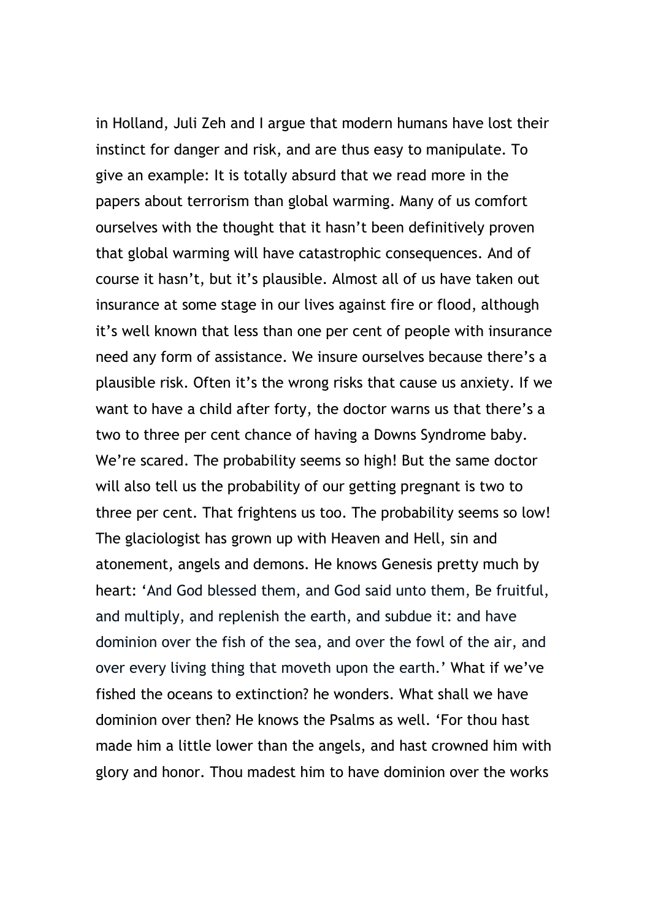in Holland, Juli Zeh and I argue that modern humans have lost their instinct for danger and risk, and are thus easy to manipulate. To give an example: It is totally absurd that we read more in the papers about terrorism than global warming. Many of us comfort ourselves with the thought that it hasn't been definitively proven that global warming will have catastrophic consequences. And of course it hasn't, but it's plausible. Almost all of us have taken out insurance at some stage in our lives against fire or flood, although it's well known that less than one per cent of people with insurance need any form of assistance. We insure ourselves because there's a plausible risk. Often it's the wrong risks that cause us anxiety. If we want to have a child after forty, the doctor warns us that there's a two to three per cent chance of having a Downs Syndrome baby. We're scared. The probability seems so high! But the same doctor will also tell us the probability of our getting pregnant is two to three per cent. That frightens us too. The probability seems so low!

The glaciologist has grown up with Heaven and Hell, sin and atonement, angels and demons. He knows Genesis pretty much by heart: 'And God blessed them, and God said unto them, Be fruitful, and multiply, and replenish the earth, and subdue it: and have dominion over the fish of the sea, and over the fowl of the air, and over every living thing that moveth upon the earth.' What if we've fished the oceans to extinction? he wonders. What shall we have dominion over then? He knows the Psalms as well. 'For thou hast made him a little lower than the angels, and hast crowned him with glory and honor. Thou madest him to have dominion over the works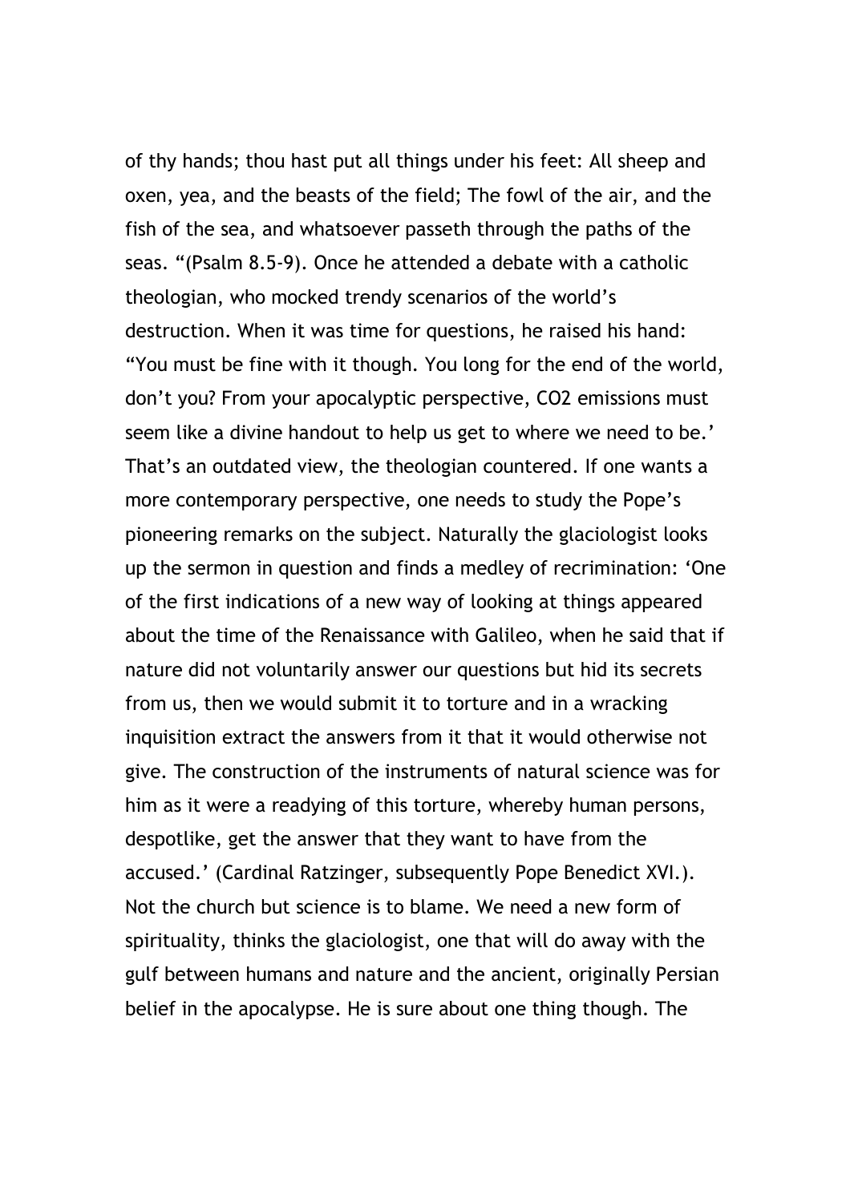of thy hands; thou hast put all things under his feet: All sheep and oxen, yea, and the beasts of the field; The fowl of the air, and the fish of the sea, and whatsoever passeth through the paths of the seas. "(Psalm 8.5-9). Once he attended a debate with a catholic theologian, who mocked trendy scenarios of the world's destruction. When it was time for questions, he raised his hand: "You must be fine with it though. You long for the end of the world, don't you? From your apocalyptic perspective, $CO_2$ emissions must seem like a divine handout to help us get to where we need to be.' That's an outdated view, the theologian countered. If one wants a more contemporary perspective, one needs to study the Pope's pioneering remarks on the subject. Naturally the glaciologist looks up the sermon in question and finds a medley of recrimination: 'One of the first indications of a new way of looking at things appeared about the time of the Renaissance with Galileo, when he said that if nature did not voluntarily answer our questions but hid its secrets from us, then we would submit it to torture and in a wracking inquisition extract the answers from it that it would otherwise not give. The construction of the instruments of natural science was for him as it were a readying of this torture, whereby human persons, despotlike, get the answer that they want to have from the accused.' (Cardinal Ratzinger, subsequently Pope Benedict XVI.). Not the church but science is to blame. We need a new form of spirituality, thinks the glaciologist, one that will do away with the gulf between humans and nature and the ancient, originally Persian belief in the apocalypse. He is sure about one thing though. The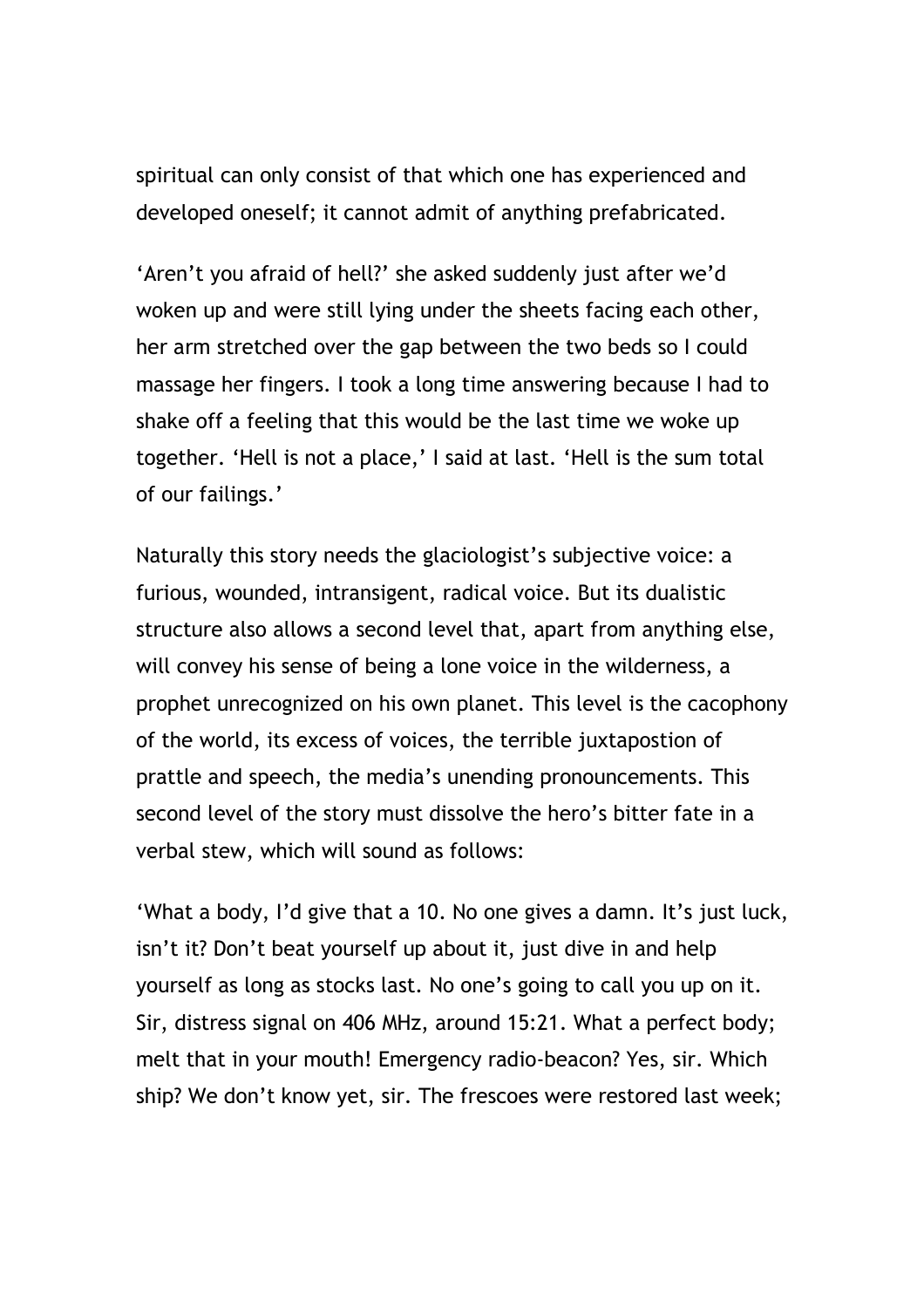spiritual can only consist of that which one has experienced and developed oneself; it cannot admit of anything prefabricated.

‘Aren’t you afraid of hell?’ she asked suddenly just after we’d woken up and were still lying under the sheets facing each other, her arm stretched over the gap between the two beds so I could massage her fingers. I took a long time answering because I had to shake off a feeling that this would be the last time we woke up together. ‘Hell is not a place,’ I said at last. ‘Hell is the sum total of our failings.’

Naturally this story needs the glaciologist’s subjective voice: a furious, wounded, intransigent, radical voice. But its dualistic structure also allows a second level that, apart from anything else, will convey his sense of being a lone voice in the wilderness, a prophet unrecognized on his own planet. This level is the cacophony of the world, its excess of voices, the terrible juxtapostion of prattle and speech, the media’s unending pronouncements. This second level of the story must dissolve the hero’s bitter fate in a verbal stew, which will sound as follows:

‘What a body, I’d give that a 10. No one gives a damn. It’s just luck, isn’t it? Don’t beat yourself up about it, just dive in and help yourself as long as stocks last. No one’s going to call you up on it. Sir, distress signal on 406 MHz, around 15:21. What a perfect body; melt that in your mouth! Emergency radio-beacon? Yes, sir. Which ship? We don’t know yet, sir. The frescoes were restored last week;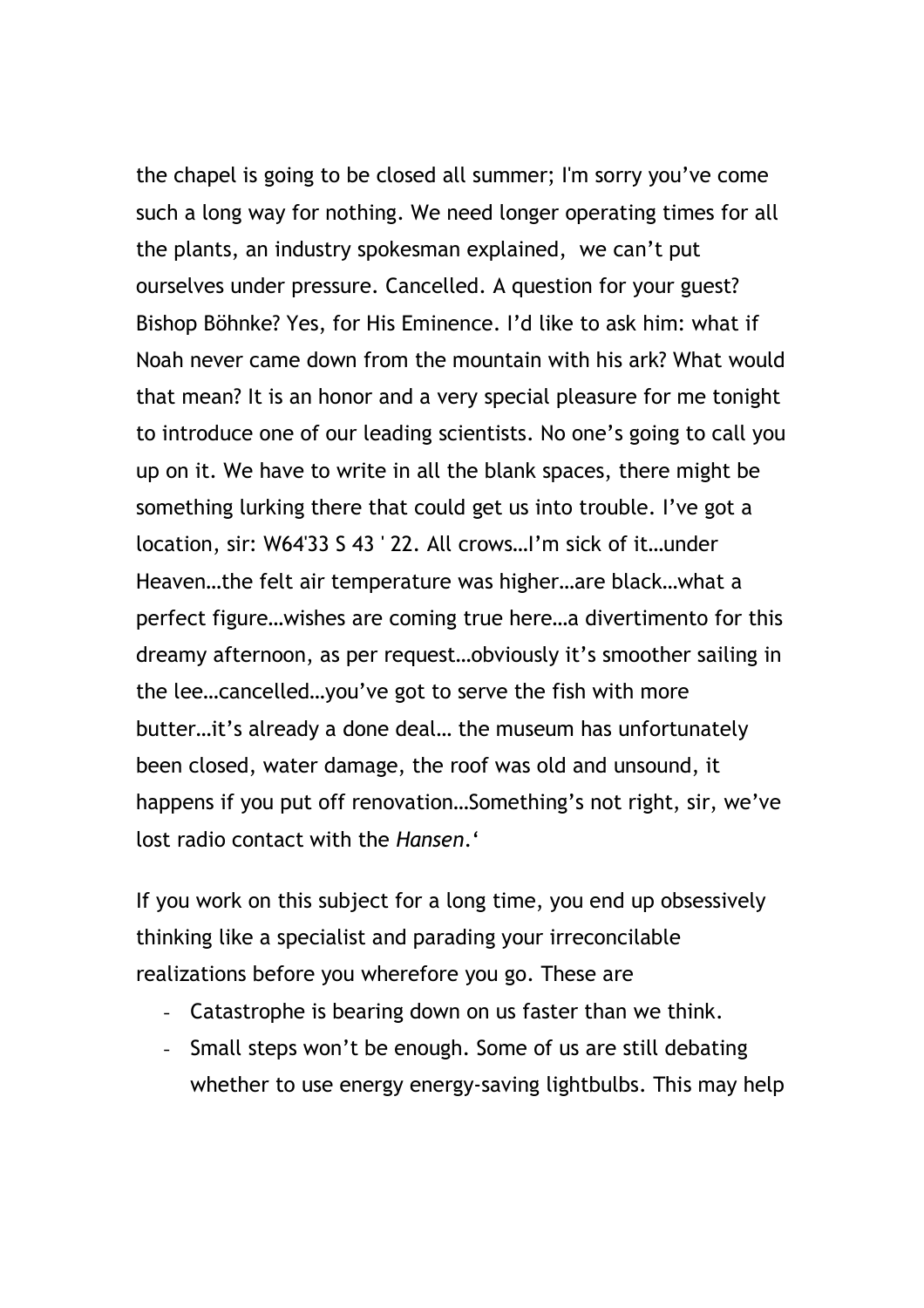the chapel is going to be closed all summer; I'm sorry you've come such a long way for nothing. We need longer operating times for all the plants, an industry spokesman explained,  we can't put ourselves under pressure. Cancelled. A question for your guest? Bishop Böhnke? Yes, for His Eminence. I'd like to ask him: what if Noah never came down from the mountain with his ark? What would that mean? It is an honor and a very special pleasure for me tonight to introduce one of our leading scientists. No one's going to call you up on it. We have to write in all the blank spaces, there might be something lurking there that could get us into trouble. I've got a location, sir: W64'33 S 43 ' 22. All crows…I'm sick of it…under Heaven…the felt air temperature was higher…are black…what a perfect figure…wishes are coming true here…a divertimento for this dreamy afternoon, as per request…obviously it's smoother sailing in the lee…cancelled…you've got to serve the fish with more butter…it's already a done deal… the museum has unfortunately been closed, water damage, the roof was old and unsound, it happens if you put off renovation…Something's not right, sir, we've lost radio contact with the *Hansen*.'

If you work on this subject for a long time, you end up obsessively thinking like a specialist and parading your irreconcilable realizations before you wherefore you go. These are

- Catastrophe is bearing down on us faster than we think.
- Small steps won't be enough. Some of us are still debating whether to use energy energy-saving lightbulbs. This may help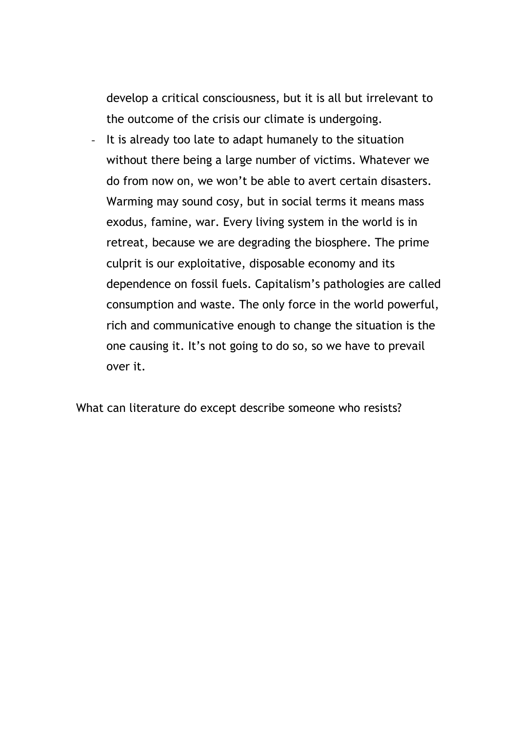develop a critical consciousness, but it is all but irrelevant to the outcome of the crisis our climate is undergoing.

- It is already too late to adapt humanely to the situation without there being a large number of victims. Whatever we do from now on, we won't be able to avert certain disasters. Warming may sound cosy, but in social terms it means mass exodus, famine, war. Every living system in the world is in retreat, because we are degrading the biosphere. The prime culprit is our exploitative, disposable economy and its dependence on fossil fuels. Capitalism's pathologies are called consumption and waste. The only force in the world powerful, rich and communicative enough to change the situation is the one causing it. It's not going to do so, so we have to prevail over it.

What can literature do except describe someone who resists?